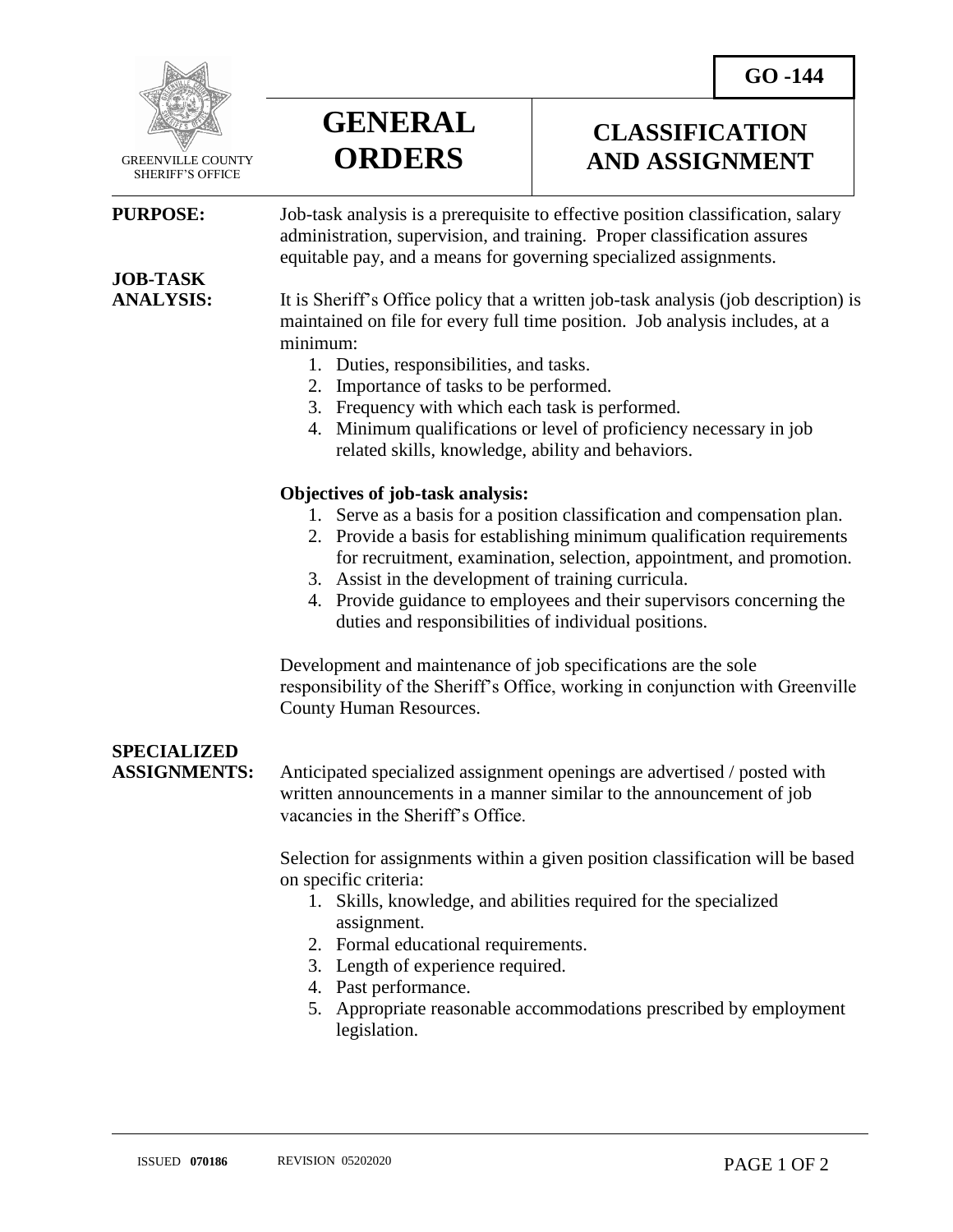GREENVILLE COUNTY SHERIFF'S OFFICE

# GENERAL ORDERS

# CLASSIFICATION AND ASSIGNMENT

**GO -144**

**PURPOSE:** Job-task analysis is a prerequisite to effective position classification, salary administration, supervision, and training. Proper classification assures equitable pay, and a means for governing specialized assignments.

**JOB-TASK ANALYSIS:** It is Sheriff's Office policy that a written job-task analysis (job description) is maintained on file for every full time position. Job analysis includes, at a minimum:

1. Duties, responsibilities, and tasks.
2. Importance of tasks to be performed.
3. Frequency with which each task is performed.
4. Minimum qualifications or level of proficiency necessary in job related skills, knowledge, ability and behaviors.

**Objectives of job-task analysis:**

1. Serve as a basis for a position classification and compensation plan.
2. Provide a basis for establishing minimum qualification requirements for recruitment, examination, selection, appointment, and promotion.
3. Assist in the development of training curricula.
4. Provide guidance to employees and their supervisors concerning the duties and responsibilities of individual positions.

Development and maintenance of job specifications are the sole responsibility of the Sheriff's Office, working in conjunction with Greenville County Human Resources.

**SPECIALIZED ASSIGNMENTS:** Anticipated specialized assignment openings are advertised / posted with written announcements in a manner similar to the announcement of job vacancies in the Sheriff's Office.

Selection for assignments within a given position classification will be based on specific criteria:

1. Skills, knowledge, and abilities required for the specialized assignment.
2. Formal educational requirements.
3. Length of experience required.
4. Past performance.
5. Appropriate reasonable accommodations prescribed by employment legislation.

ISSUED **070186** REVISION 05202020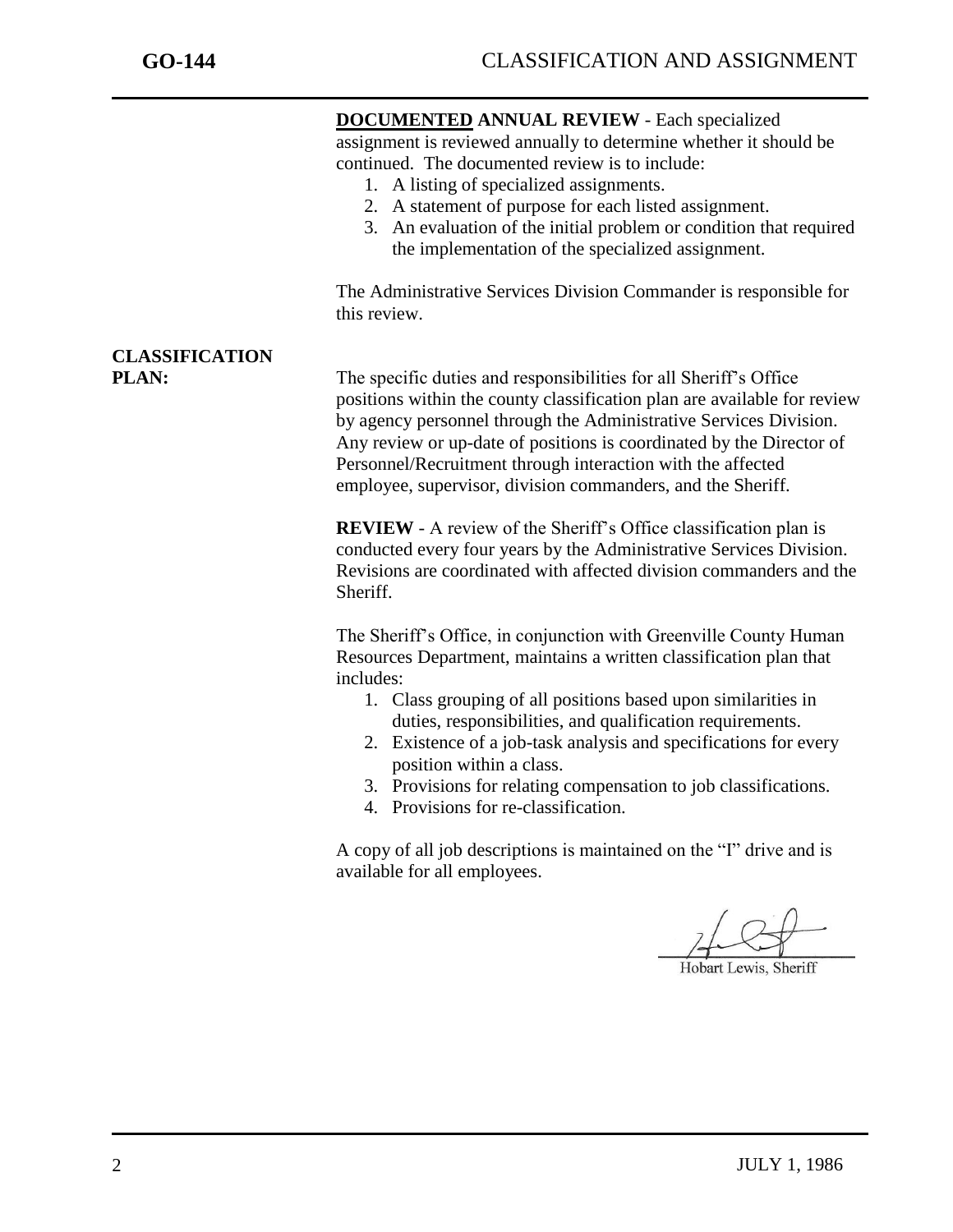**DOCUMENTED ANNUAL REVIEW** - Each specialized assignment is reviewed annually to determine whether it should be continued. The documented review is to include:

1. A listing of specialized assignments.
2. A statement of purpose for each listed assignment.
3. An evaluation of the initial problem or condition that required the implementation of the specialized assignment.

The Administrative Services Division Commander is responsible for this review.

## CLASSIFICATION PLAN:

The specific duties and responsibilities for all Sheriff's Office positions within the county classification plan are available for review by agency personnel through the Administrative Services Division. Any review or up-date of positions is coordinated by the Director of Personnel/Recruitment through interaction with the affected employee, supervisor, division commanders, and the Sheriff.

**REVIEW** - A review of the Sheriff's Office classification plan is conducted every four years by the Administrative Services Division. Revisions are coordinated with affected division commanders and the Sheriff.

The Sheriff's Office, in conjunction with Greenville County Human Resources Department, maintains a written classification plan that includes:

1. Class grouping of all positions based upon similarities in duties, responsibilities, and qualification requirements.
2. Existence of a job-task analysis and specifications for every position within a class.
3. Provisions for relating compensation to job classifications.
4. Provisions for re-classification.

A copy of all job descriptions is maintained on the "I" drive and is available for all employees.

Hobart Lewis, Sheriff